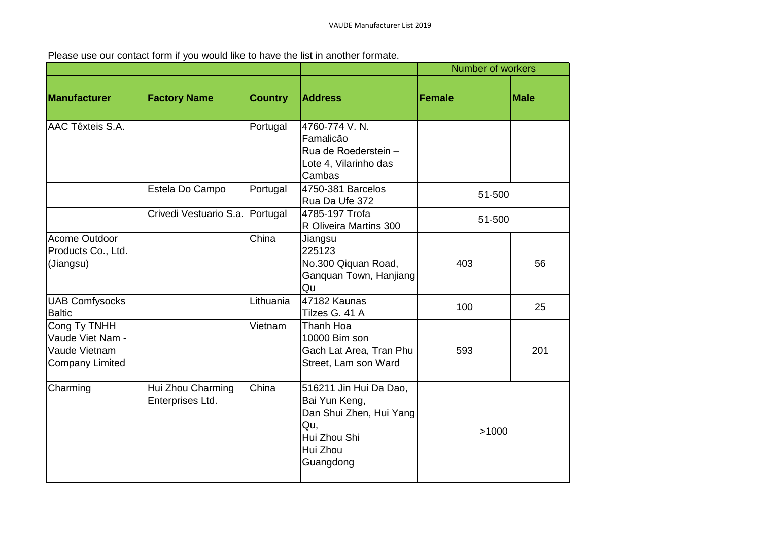Please use our contact form if you would like to have the list in another formate.

| | | | | Number of workers | |
|---|---|---|---|---|---|
| **Manufacturer** | **Factory Name** | **Country** | **Address** | **Female** | **Male** |
| AAC Têxteis S.A. | | Portugal | 4760-774 V. N. Famalicão<br>Rua de Roederstein – Lote 4, Vilarinho das Cambas | | |
| | Estela Do Campo | Portugal | 4750-381 Barcelos<br>Rua Da Ufe 372 | 51-500 | |
| | Crivedi Vestuario S.a. | Portugal | 4785-197 Trofa<br>R Oliveira Martins 300 | 51-500 | |
| Acome Outdoor Products Co., Ltd. (Jiangsu) | | China | Jiangsu<br>225123<br>No.300 Qiquan Road, Ganquan Town, Hanjiang Qu | 403 | 56 |
| UAB Comfysocks Baltic | | Lithuania | 47182 Kaunas<br>Tilzes G. 41 A | 100 | 25 |
| Cong Ty TNHH Vaude Viet Nam - Vaude Vietnam Company Limited | | Vietnam | Thanh Hoa<br>10000 Bim son<br>Gach Lat Area, Tran Phu Street, Lam son Ward | 593 | 201 |
| Charming | Hui Zhou Charming Enterprises Ltd. | China | 516211 Jin Hui Da Dao, Bai Yun Keng, Dan Shui Zhen, Hui Yang Qu,<br>Hui Zhou Shi<br>Hui Zhou<br>Guangdong | >1000 | |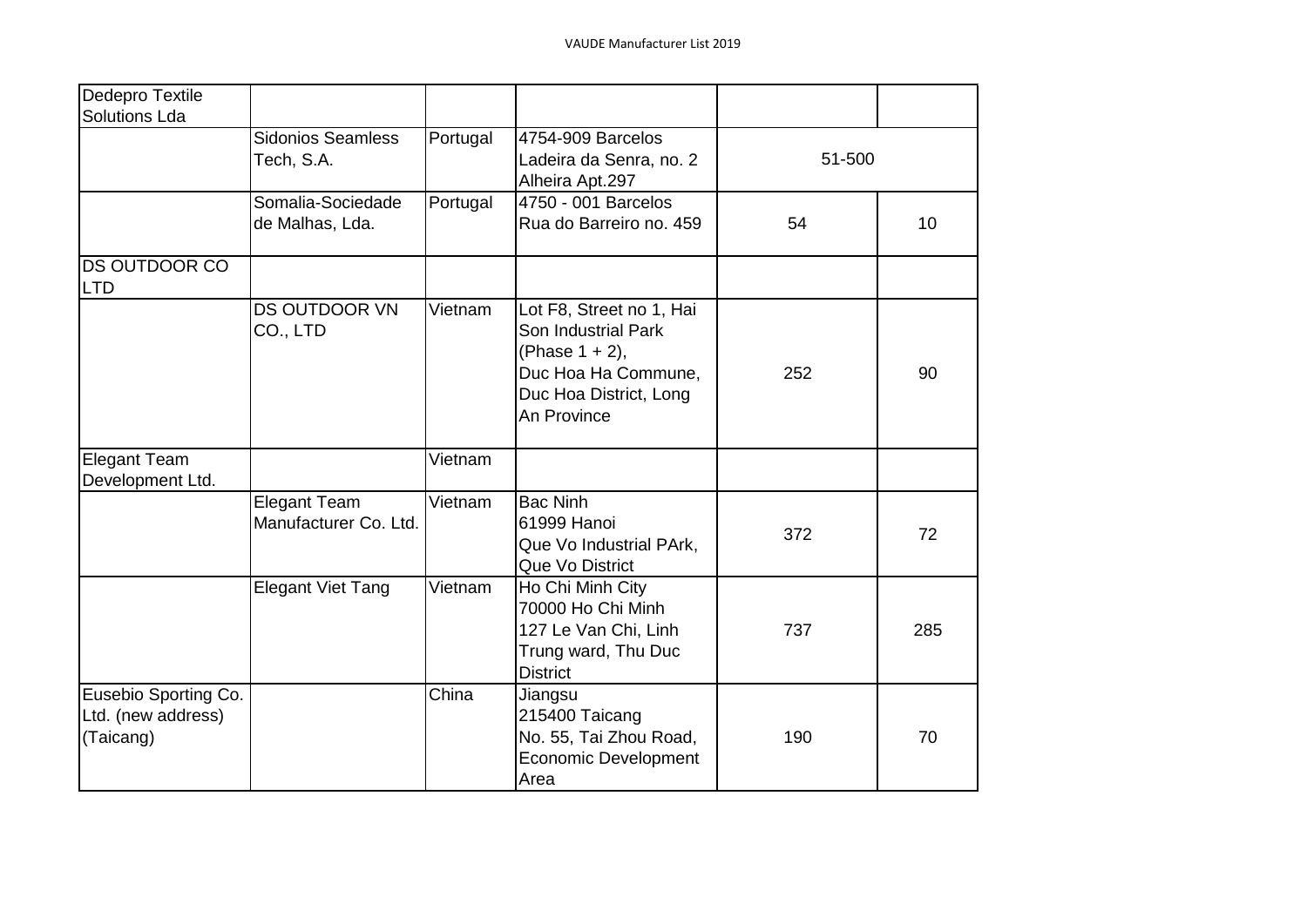| | | | | | |
|---|---|---|---|---|---|
| Dedepro Textile Solutions Lda | | | | | |
| | Sidonios Seamless Tech, S.A. | Portugal | 4754-909 Barcelos Ladeira da Senra, no. 2 Alheira Apt.297 | 51-500 | |
| | Somalia-Sociedade de Malhas, Lda. | Portugal | 4750 - 001 Barcelos Rua do Barreiro no. 459 | 54 | 10 |
| DS OUTDOOR CO LTD | | | | | |
| | DS OUTDOOR VN CO., LTD | Vietnam | Lot F8, Street no 1, Hai Son Industrial Park (Phase 1 + 2), Duc Hoa Ha Commune, Duc Hoa District, Long An Province | 252 | 90 |
| Elegant Team Development Ltd. | | Vietnam | | | |
| | Elegant Team Manufacturer Co. Ltd. | Vietnam | Bac Ninh 61999 Hanoi Que Vo Industrial PArk, Que Vo District | 372 | 72 |
| | Elegant Viet Tang | Vietnam | Ho Chi Minh City 70000 Ho Chi Minh 127 Le Van Chi, Linh Trung ward, Thu Duc District | 737 | 285 |
| Eusebio Sporting Co. Ltd. (new address) (Taicang) | | China | Jiangsu 215400 Taicang No. 55, Tai Zhou Road, Economic Development Area | 190 | 70 |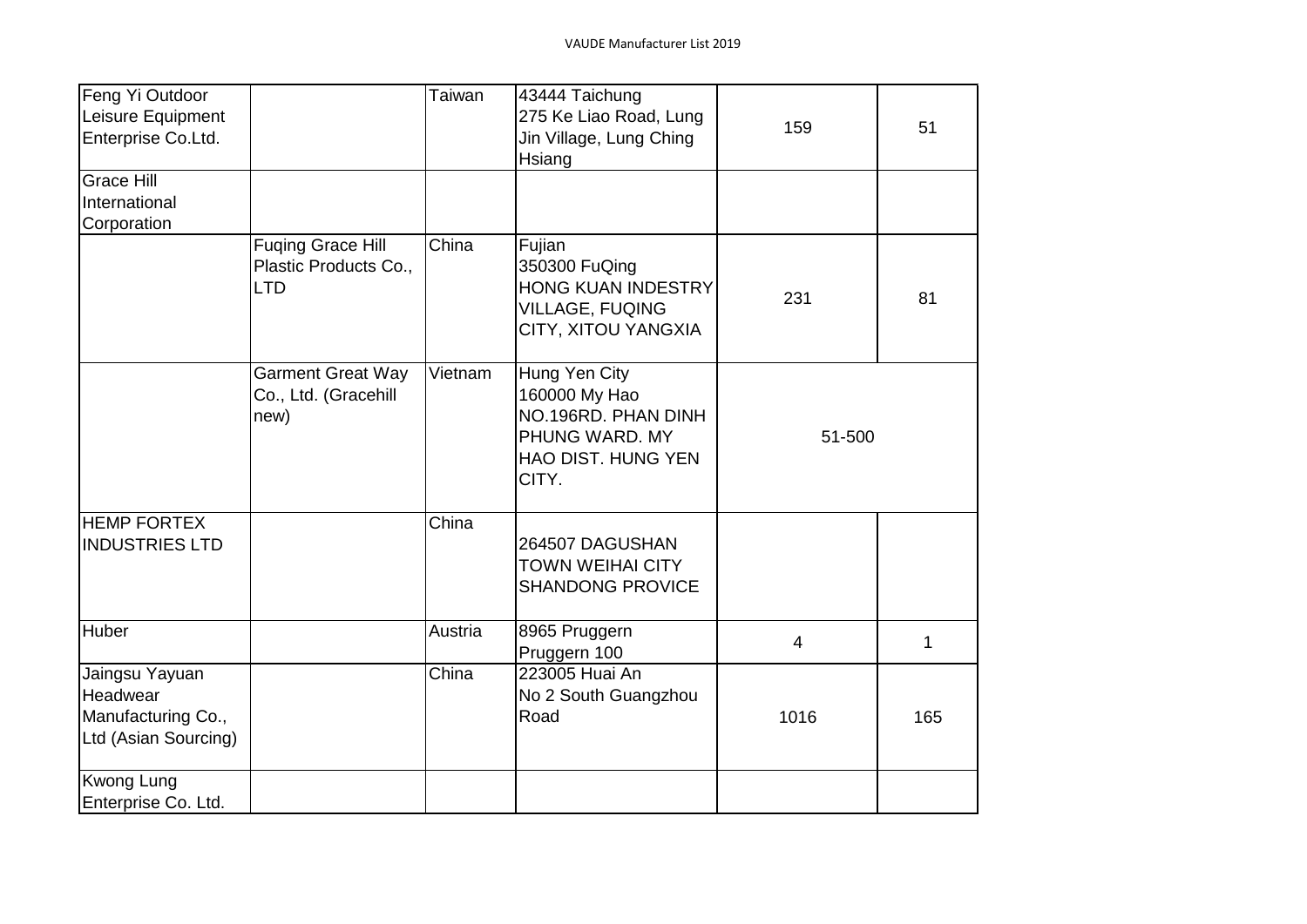| | | | | | |
|---|---|---|---|---|---|
| Feng Yi Outdoor Leisure Equipment Enterprise Co.Ltd. | | Taiwan | 43444 Taichung 275 Ke Liao Road, Lung Jin Village, Lung Ching Hsiang | 159 | 51 |
| Grace Hill International Corporation | | | | | |
| | Fuqing Grace Hill Plastic Products Co., LTD | China | Fujian 350300 FuQing HONG KUAN INDESTRY VILLAGE, FUQING CITY, XITOU YANGXIA | 231 | 81 |
| | Garment Great Way Co., Ltd. (Gracehill new) | Vietnam | Hung Yen City 160000 My Hao NO.196RD. PHAN DINH PHUNG WARD. MY HAO DIST. HUNG YEN CITY. | 51-500 | |
| HEMP FORTEX INDUSTRIES LTD | | China | 264507 DAGUSHAN TOWN WEIHAI CITY SHANDONG PROVICE | | |
| Huber | | Austria | 8965 Pruggern Pruggern 100 | 4 | 1 |
| Jaingsu Yayuan Headwear Manufacturing Co., Ltd (Asian Sourcing) | | China | 223005 Huai An No 2 South Guangzhou Road | 1016 | 165 |
| Kwong Lung Enterprise Co. Ltd. | | | | | |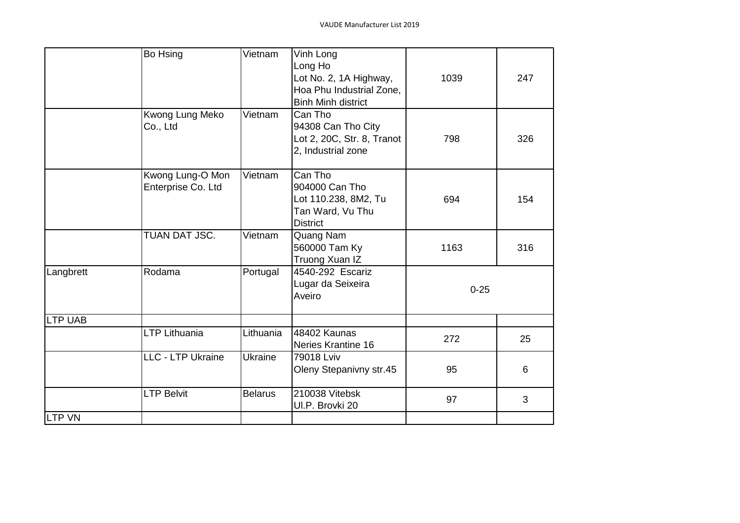| | | | | | |
|---|---|---|---|---|---|
| | Bo Hsing | Vietnam | Vinh Long<br>Long Ho<br>Lot No. 2, 1A Highway,<br>Hoa Phu Industrial Zone,<br>Binh Minh district | 1039 | 247 |
| | Kwong Lung Meko Co., Ltd | Vietnam | Can Tho<br>94308 Can Tho City<br>Lot 2, 20C, Str. 8, Tranot 2, Industrial zone | 798 | 326 |
| | Kwong Lung-O Mon Enterprise Co. Ltd | Vietnam | Can Tho<br>904000 Can Tho<br>Lot 110.238, 8M2, Tu Tan Ward, Vu Thu District | 694 | 154 |
| | TUAN DAT JSC. | Vietnam | Quang Nam<br>560000 Tam Ky<br>Truong Xuan IZ | 1163 | 316 |
| Langbrett | Rodama | Portugal | 4540-292 Escariz<br>Lugar da Seixeira<br>Aveiro | 0-25 | |
| LTP UAB | | | | | |
| | LTP Lithuania | Lithuania | 48402 Kaunas<br>Neries Krantine 16 | 272 | 25 |
| | LLC - LTP Ukraine | Ukraine | 79018 Lviv<br>Oleny Stepanivny str.45 | 95 | 6 |
| | LTP Belvit | Belarus | 210038 Vitebsk<br>Ul.P. Brovki 20 | 97 | 3 |
| LTP VN | | | | | |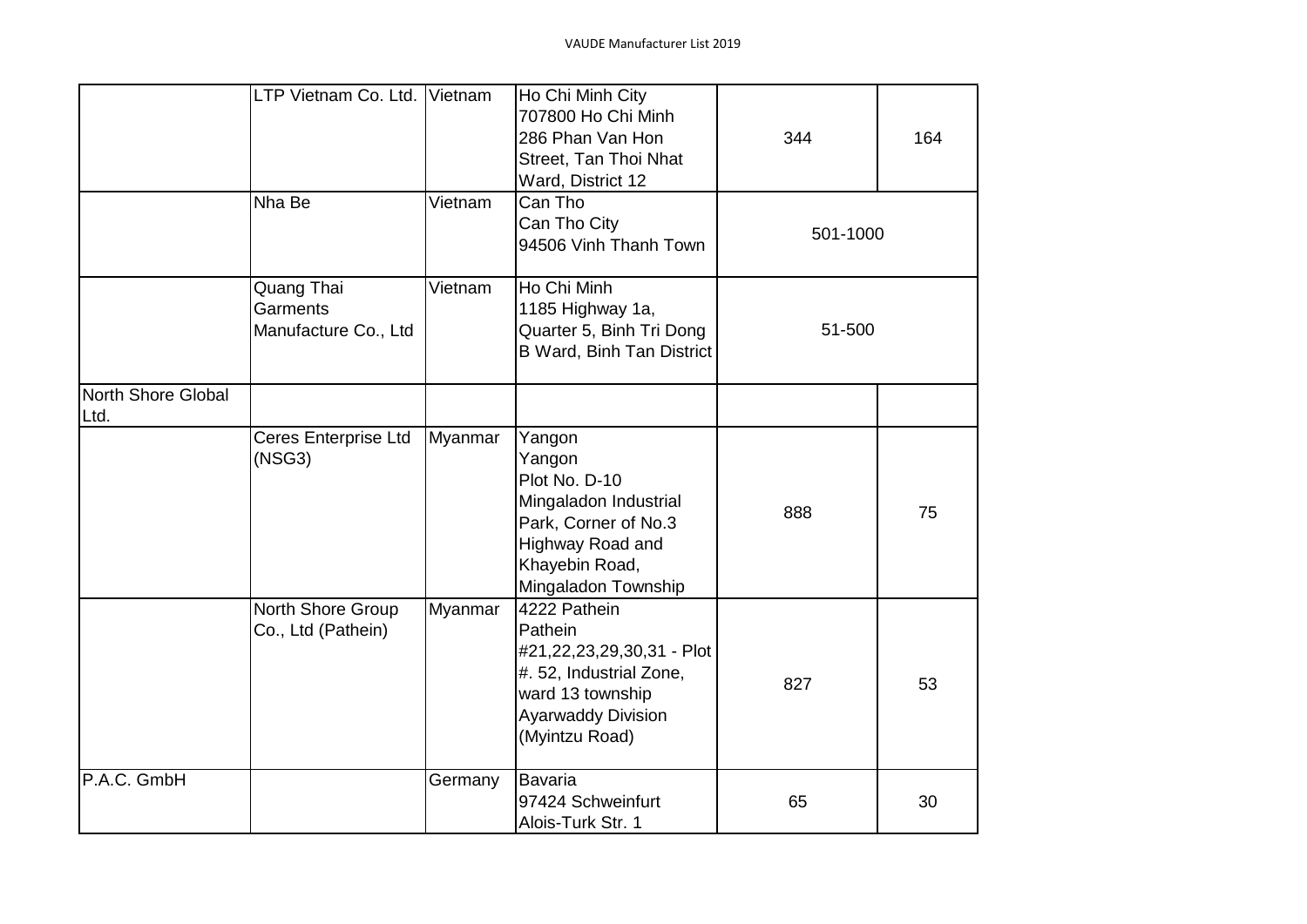| | | | | | |
|---|---|---|---|---|---|
| | LTP Vietnam Co. Ltd. | Vietnam | Ho Chi Minh City 707800 Ho Chi Minh 286 Phan Van Hon Street, Tan Thoi Nhat Ward, District 12 | 344 | 164 |
| | Nha Be | Vietnam | Can Tho Can Tho City 94506 Vinh Thanh Town | 501-1000 | |
| | Quang Thai Garments Manufacture Co., Ltd | Vietnam | Ho Chi Minh 1185 Highway 1a, Quarter 5, Binh Tri Dong B Ward, Binh Tan District | 51-500 | |
| North Shore Global Ltd. | | | | | |
| | Ceres Enterprise Ltd (NSG3) | Myanmar | Yangon Yangon Plot No. D-10 Mingaladon Industrial Park, Corner of No.3 Highway Road and Khayebin Road, Mingaladon Township | 888 | 75 |
| | North Shore Group Co., Ltd (Pathein) | Myanmar | 4222 Pathein Pathein #21,22,23,29,30,31 - Plot #. 52, Industrial Zone, ward 13 township Ayarwaddy Division (Myintzu Road) | 827 | 53 |
| P.A.C. GmbH | | Germany | Bavaria 97424 Schweinfurt Alois-Turk Str. 1 | 65 | 30 |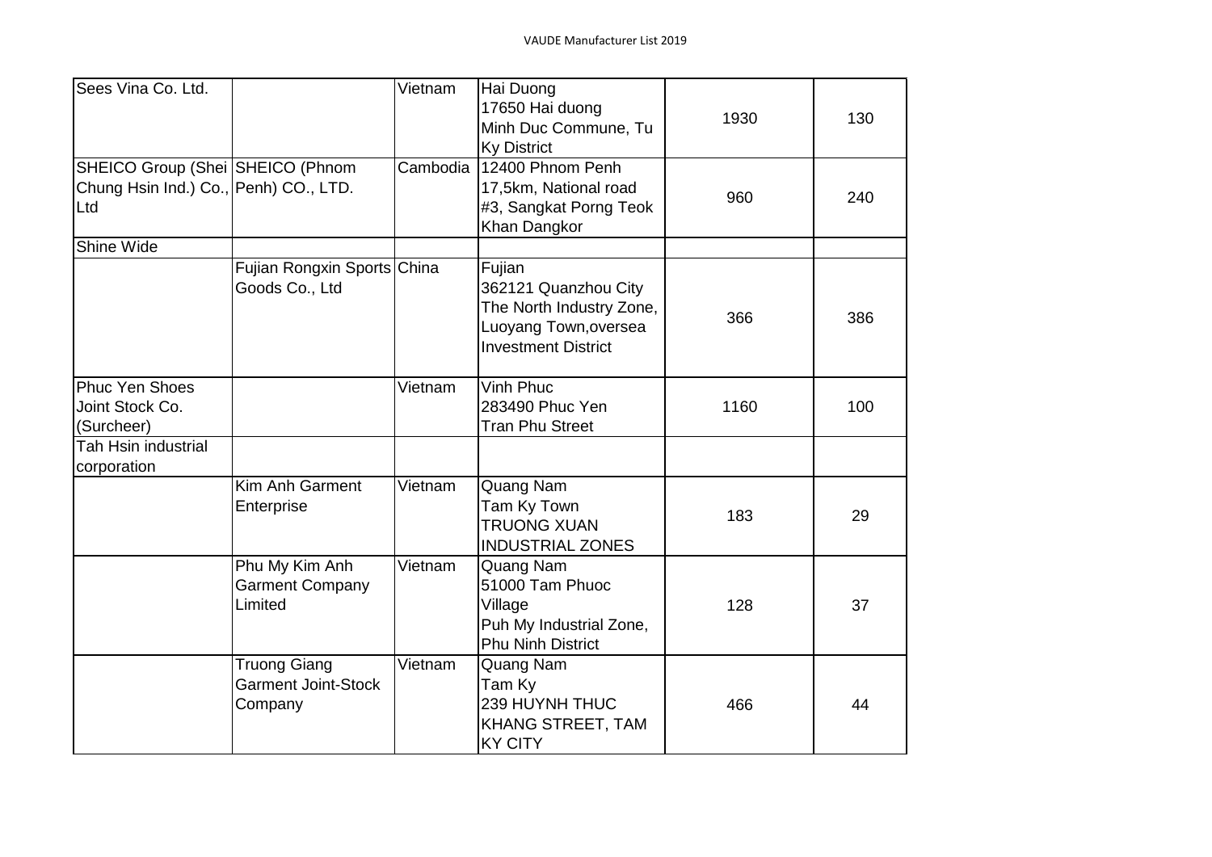| | | | | | |
|---|---|---|---|---|---|
| Sees Vina Co. Ltd. | | Vietnam | Hai Duong<br>17650 Hai duong<br>Minh Duc Commune, Tu Ky District | 1930 | 130 |
| SHEICO Group (Shei Chung Hsin Ind.) Co., Ltd | SHEICO (Phnom Penh) CO., LTD. | Cambodia | 12400 Phnom Penh<br>17,5km, National road #3, Sangkat Porng Teok Khan Dangkor | 960 | 240 |
| Shine Wide | | | | | |
| | Fujian Rongxin Sports Goods Co., Ltd | China | Fujian<br>362121 Quanzhou City<br>The North Industry Zone, Luoyang Town,oversea Investment District | 366 | 386 |
| Phuc Yen Shoes Joint Stock Co. (Surcheer) | | Vietnam | Vinh Phuc<br>283490 Phuc Yen<br>Tran Phu Street | 1160 | 100 |
| Tah Hsin industrial corporation | | | | | |
| | Kim Anh Garment Enterprise | Vietnam | Quang Nam<br>Tam Ky Town<br>TRUONG XUAN INDUSTRIAL ZONES | 183 | 29 |
| | Phu My Kim Anh Garment Company Limited | Vietnam | Quang Nam<br>51000 Tam Phuoc Village<br>Puh My Industrial Zone, Phu Ninh District | 128 | 37 |
| | Truong Giang Garment Joint-Stock Company | Vietnam | Quang Nam<br>Tam Ky<br>239 HUYNH THUC KHANG STREET, TAM KY CITY | 466 | 44 |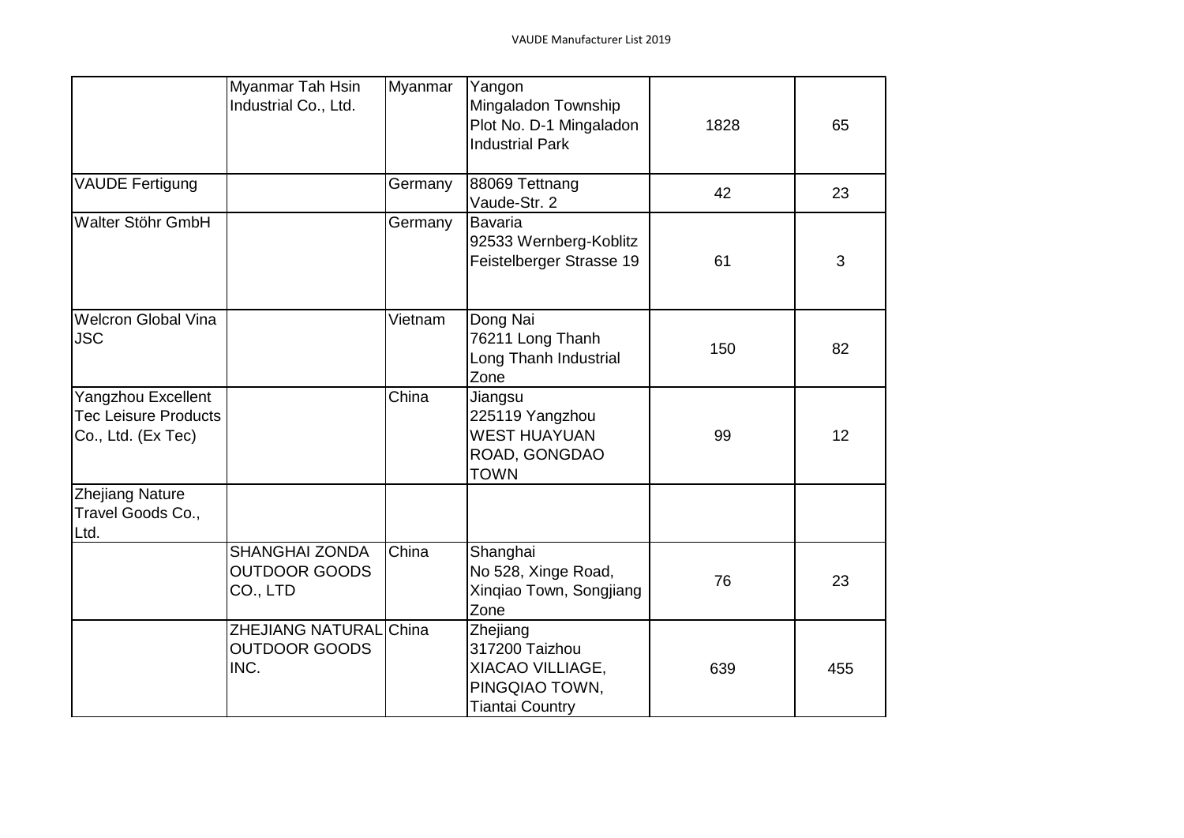| | | | | | |
|---|---|---|---|---|---|
| | Myanmar Tah Hsin Industrial Co., Ltd. | Myanmar | Yangon Mingaladon Township Plot No. D-1 Mingaladon Industrial Park | 1828 | 65 |
| VAUDE Fertigung | | Germany | 88069 Tettnang Vaude-Str. 2 | 42 | 23 |
| Walter Stöhr GmbH | | Germany | Bavaria 92533 Wernberg-Koblitz Feistelberger Strasse 19 | 61 | 3 |
| Welcron Global Vina JSC | | Vietnam | Dong Nai 76211 Long Thanh Long Thanh Industrial Zone | 150 | 82 |
| Yangzhou Excellent Tec Leisure Products Co., Ltd. (Ex Tec) | | China | Jiangsu 225119 Yangzhou WEST HUAYUAN ROAD, GONGDAO TOWN | 99 | 12 |
| Zhejiang Nature Travel Goods Co., Ltd. | | | | | |
| | SHANGHAI ZONDA OUTDOOR GOODS CO., LTD | China | Shanghai No 528, Xinge Road, Xinqiao Town, Songjiang Zone | 76 | 23 |
| | ZHEJIANG NATURAL OUTDOOR GOODS INC. | China | Zhejiang 317200 Taizhou XIACAO VILLIAGE, PINGQIAO TOWN, Tiantai Country | 639 | 455 |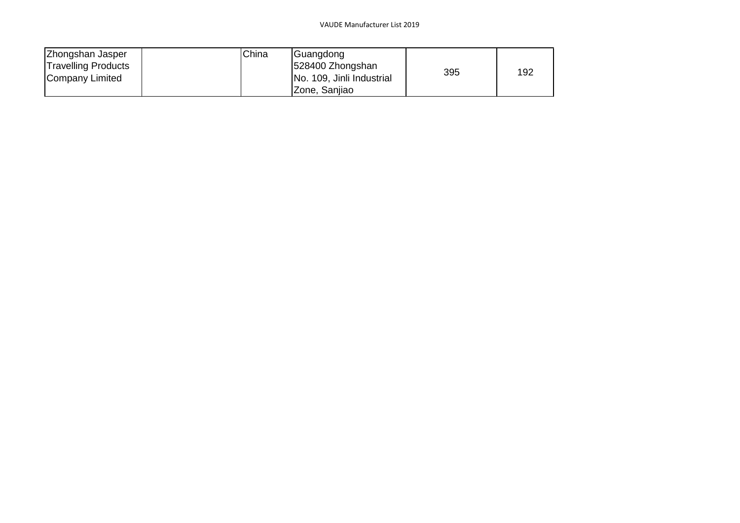| | | | | | |
|---|---|---|---|---|---|
| Zhongshan Jasper Travelling Products Company Limited | | China | Guangdong 528400 Zhongshan No. 109, Jinli Industrial Zone, Sanjiao | 395 | 192 |